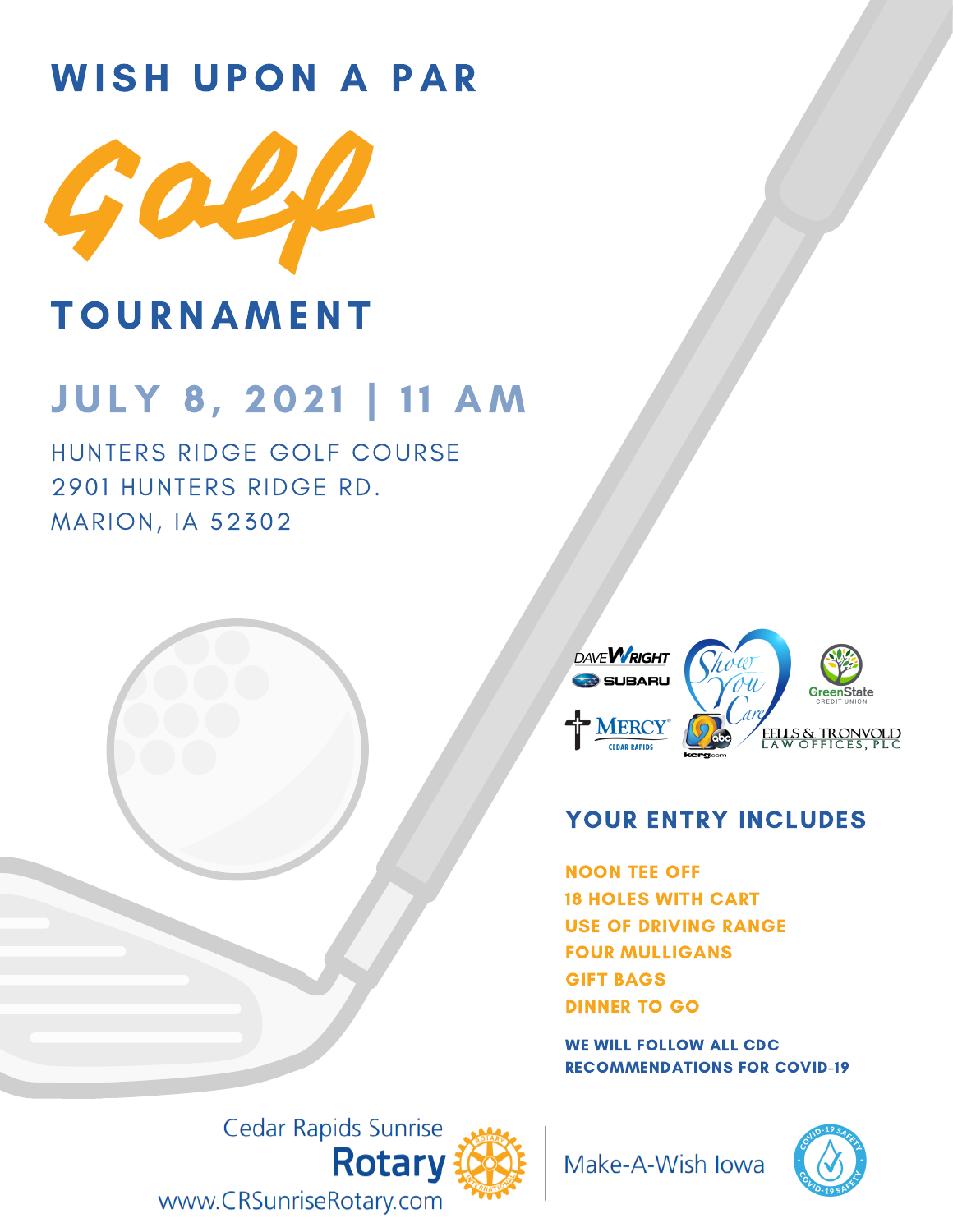# WISH UPON A PAR

# Golf

# TOURNAMENT

## JULY 8, 2021 | 11 AM

HUNTERS RIDGE GOLF COURSE
2901 HUNTERS RIDGE RD.
MARION, IA 52302

DAVE WRIGHT SUBARU

MERCY CEDAR RAPIDS

Show You Care

9 abc kcrg.com

GreenState CREDIT UNION

EELLS & TRONVOLD LAW OFFICES, PLC

## YOUR ENTRY INCLUDES

- NOON TEE OFF
- 18 HOLES WITH CART
- USE OF DRIVING RANGE
- FOUR MULLIGANS
- GIFT BAGS
- DINNER TO GO

**WE WILL FOLLOW ALL CDC RECOMMENDATIONS FOR COVID-19**

Cedar Rapids Sunrise Rotary
www.CRSunriseRotary.com

Make-A-Wish Iowa

COVID-19 SAFETY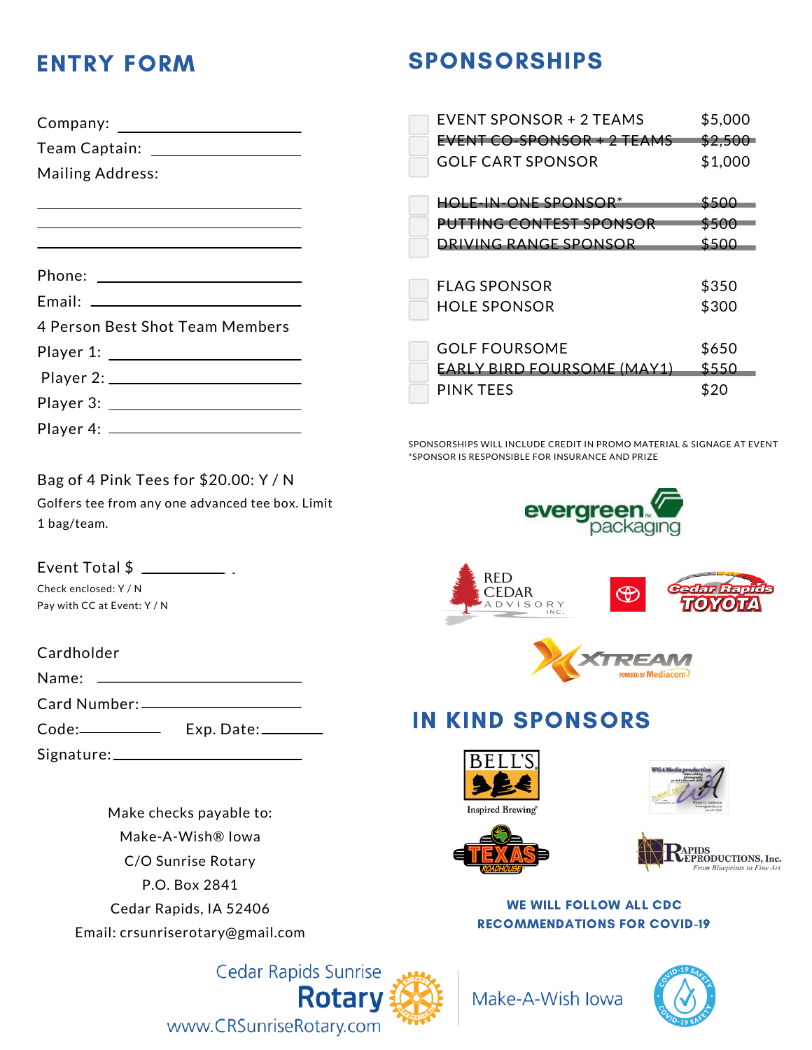## ENTRY FORM

Company: \_\_\_\_\_\_\_\_\_\_\_\_\_\_\_\_\_\_\_\_

Team Captain: \_\_\_\_\_\_\_\_\_\_\_\_\_\_\_\_\_\_\_\_

Mailing Address:

\_\_\_\_\_\_\_\_\_\_\_\_\_\_\_\_\_\_\_\_

\_\_\_\_\_\_\_\_\_\_\_\_\_\_\_\_\_\_\_\_

\_\_\_\_\_\_\_\_\_\_\_\_\_\_\_\_\_\_\_\_

Phone: \_\_\_\_\_\_\_\_\_\_\_\_\_\_\_\_\_\_\_\_

Email: \_\_\_\_\_\_\_\_\_\_\_\_\_\_\_\_\_\_\_\_

4 Person Best Shot Team Members

Player 1: \_\_\_\_\_\_\_\_\_\_\_\_\_\_\_\_\_\_\_\_

Player 2: \_\_\_\_\_\_\_\_\_\_\_\_\_\_\_\_\_\_\_\_

Player 3: \_\_\_\_\_\_\_\_\_\_\_\_\_\_\_\_\_\_\_\_

Player 4: \_\_\_\_\_\_\_\_\_\_\_\_\_\_\_\_\_\_\_\_

Bag of 4 Pink Tees for $20.00: Y / N

Golfers tee from any one advanced tee box. Limit 1 bag/team.

Event Total $ \_\_\_\_\_\_\_\_\_\_

Check enclosed: Y / N

Pay with CC at Event: Y / N

Cardholder

Name: \_\_\_\_\_\_\_\_\_\_\_\_\_\_\_\_\_\_\_\_

Card Number: \_\_\_\_\_\_\_\_\_\_\_\_\_\_\_\_\_\_\_\_

Code: \_\_\_\_\_\_\_\_\_\_ Exp. Date: \_\_\_\_\_\_\_\_\_\_

Signature: \_\_\_\_\_\_\_\_\_\_\_\_\_\_\_\_\_\_\_\_

Make checks payable to:
Make-A-Wish® Iowa
C/O Sunrise Rotary
P.O. Box 2841
Cedar Rapids, IA 52406
Email: crsunriserotary@gmail.com

## SPONSORSHIPS

| | | |
|---|---|---|
| ☐ | EVENT SPONSOR + 2 TEAMS | $5,000 |
| ☐ | ~~EVENT CO-SPONSOR + 2 TEAMS~~ | ~~$2,500~~ |
| ☐ | GOLF CART SPONSOR | $1,000 |
| ☐ | ~~HOLE-IN-ONE SPONSOR*~~ | ~~$500~~ |
| ☐ | ~~PUTTING CONTEST SPONSOR~~ | ~~$500~~ |
| ☐ | ~~DRIVING RANGE SPONSOR~~ | ~~$500~~ |
| ☐ | FLAG SPONSOR | $350 |
| ☐ | HOLE SPONSOR | $300 |
| ☐ | GOLF FOURSOME | $650 |
| ☐ | ~~EARLY BIRD FOURSOME (MAY1)~~ | ~~$550~~ |
| ☐ | PINK TEES | $20 |

SPONSORSHIPS WILL INCLUDE CREDIT IN PROMO MATERIAL & SIGNAGE AT EVENT
*SPONSOR IS RESPONSIBLE FOR INSURANCE AND PRIZE

evergreen packaging

RED CEDAR ADVISORY INC.

Cedar Rapids TOYOTA

XTREAM POWERED BY Mediacom

## IN KIND SPONSORS

BELL'S Inspired Brewing

WGA Media production

TEXAS ROADHOUSE

RAPIDS REPRODUCTIONS, Inc. From Blueprints to Fine Art

**WE WILL FOLLOW ALL CDC RECOMMENDATIONS FOR COVID-19**

Cedar Rapids Sunrise Rotary
www.CRSunriseRotary.com

Make-A-Wish Iowa

COVID-19 SAFETY